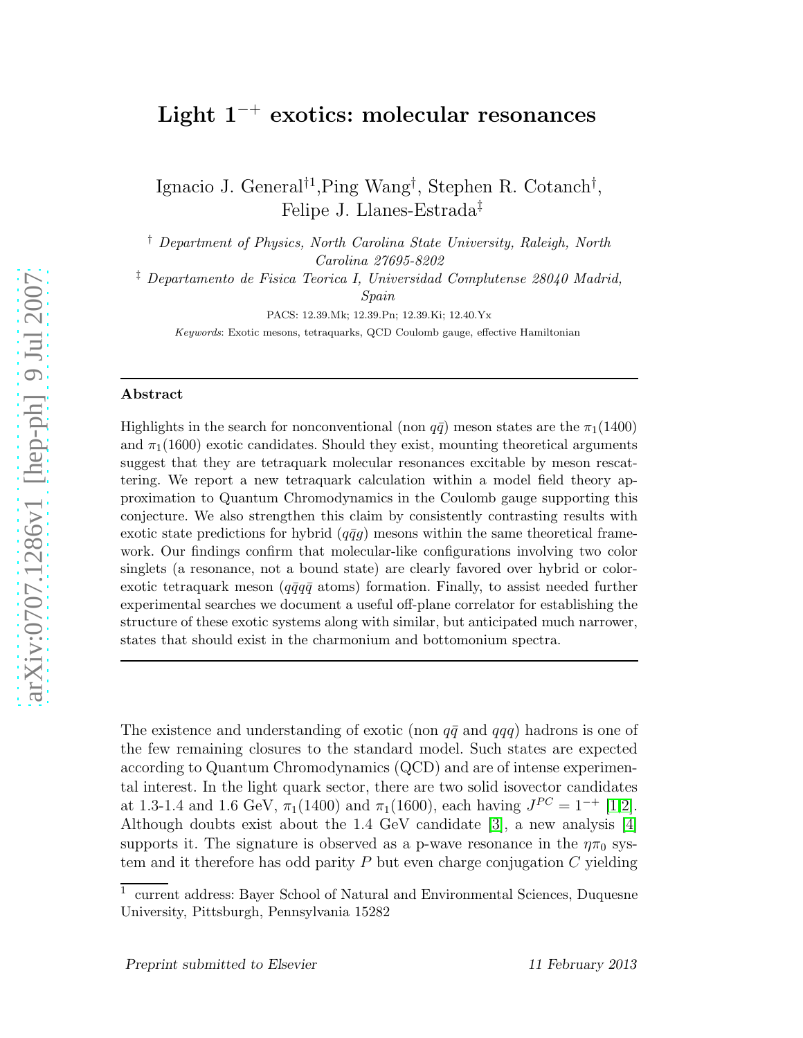# Light $1^{-+}$ exotics: molecular resonances

Ignacio J. General[†1], Ping Wang[†], Stephen R. Cotanch[†], Felipe J. Llanes-Estrada[‡]

[†] *Department of Physics, North Carolina State University, Raleigh, North Carolina 27695-8202*

[‡] *Departamento de Fisica Teorica I, Universidad Complutense 28040 Madrid, Spain*

PACS: 12.39.Mk; 12.39.Pn; 12.39.Ki; 12.40.Yx

*Keywords*: Exotic mesons, tetraquarks, QCD Coulomb gauge, effective Hamiltonian

## Abstract

Highlights in the search for nonconventional (non $q\bar{q}$) meson states are the $\pi_1(1400)$ and $\pi_1(1600)$ exotic candidates. Should they exist, mounting theoretical arguments suggest that they are tetraquark molecular resonances excitable by meson rescattering. We report a new tetraquark calculation within a model field theory approximation to Quantum Chromodynamics in the Coulomb gauge supporting this conjecture. We also strengthen this claim by consistently contrasting results with exotic state predictions for hybrid ($q\bar{q}g$) mesons within the same theoretical framework. Our findings confirm that molecular-like configurations involving two color singlets (a resonance, not a bound state) are clearly favored over hybrid or color-exotic tetraquark meson ($q\bar{q}q\bar{q}$ atoms) formation. Finally, to assist needed further experimental searches we document a useful off-plane correlator for establishing the structure of these exotic systems along with similar, but anticipated much narrower, states that should exist in the charmonium and bottomonium spectra.

---

The existence and understanding of exotic (non $q\bar{q}$ and $qqq$) hadrons is one of the few remaining closures to the standard model. Such states are expected according to Quantum Chromodynamics (QCD) and are of intense experimental interest. In the light quark sector, there are two solid isovector candidates at 1.3-1.4 and 1.6 GeV, $\pi_1(1400)$ and $\pi_1(1600)$, each having $J^{PC} = 1^{-+}$ [1,2]. Although doubts exist about the 1.4 GeV candidate [3], a new analysis [4] supports it. The signature is observed as a p-wave resonance in the $\eta\pi_0$ system and it therefore has odd parity $P$ but even charge conjugation $C$ yielding

[1] current address: Bayer School of Natural and Environmental Sciences, Duquesne University, Pittsburgh, Pennsylvania 15282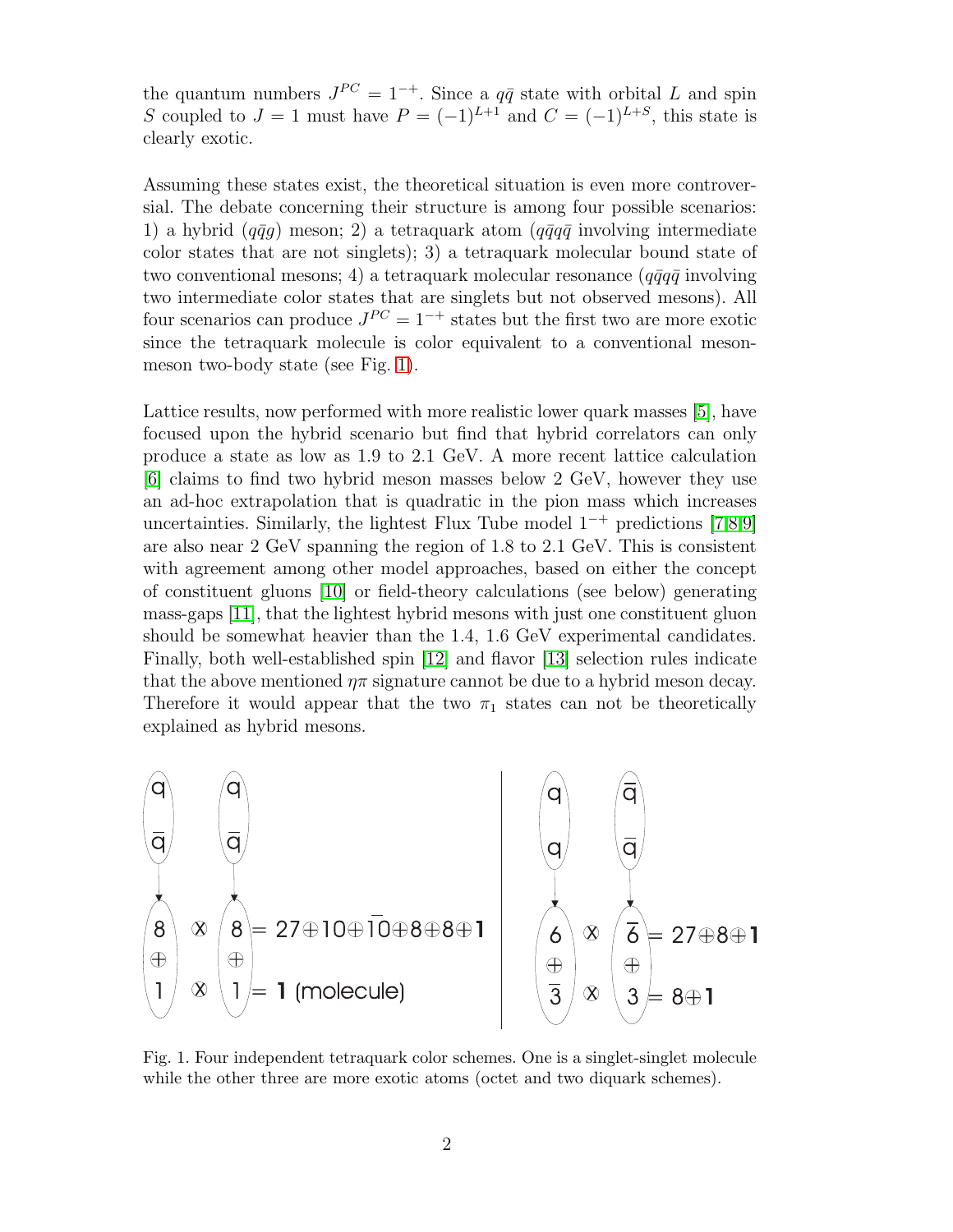the quantum numbers $J^{PC} = 1^{-+}$. Since a $q\bar{q}$ state with orbital $L$ and spin $S$ coupled to $J = 1$ must have $P = (-1)^{L+1}$ and $C = (-1)^{L+S}$, this state is clearly exotic.

Assuming these states exist, the theoretical situation is even more controversial. The debate concerning their structure is among four possible scenarios: 1) a hybrid ($q\bar{q}g$) meson; 2) a tetraquark atom ($q\bar{q}q\bar{q}$ involving intermediate color states that are not singlets); 3) a tetraquark molecular bound state of two conventional mesons; 4) a tetraquark molecular resonance ($q\bar{q}q\bar{q}$ involving two intermediate color states that are singlets but not observed mesons). All four scenarios can produce $J^{PC} = 1^{-+}$ states but the first two are more exotic since the tetraquark molecule is color equivalent to a conventional meson-meson two-body state (see Fig. 1).

Lattice results, now performed with more realistic lower quark masses [5], have focused upon the hybrid scenario but find that hybrid correlators can only produce a state as low as 1.9 to 2.1 GeV. A more recent lattice calculation [6] claims to find two hybrid meson masses below 2 GeV, however they use an ad-hoc extrapolation that is quadratic in the pion mass which increases uncertainties. Similarly, the lightest Flux Tube model $1^{-+}$ predictions [7,8,9] are also near 2 GeV spanning the region of 1.8 to 2.1 GeV. This is consistent with agreement among other model approaches, based on either the concept of constituent gluons [10] or field-theory calculations (see below) generating mass-gaps [11], that the lightest hybrid mesons with just one constituent gluon should be somewhat heavier than the 1.4, 1.6 GeV experimental candidates. Finally, both well-established spin [12] and flavor [13] selection rules indicate that the above mentioned $\eta\pi$ signature cannot be due to a hybrid meson decay. Therefore it would appear that the two $\pi_1$ states can not be theoretically explained as hybrid mesons.

$q\bar{q}$, $q\bar{q}$: $(8 \oplus 1) \otimes (8 \oplus 1)$: $8 \otimes 8 = 27 \oplus 10 \oplus \overline{10} \oplus 8 \oplus 8 \oplus \mathbf{1}$; $1 \otimes 1 = \mathbf{1}$ (molecule)

$qq$, $\bar{q}\bar{q}$: $(6 \oplus \bar{3}) \otimes (\bar{6} \oplus 3)$: $6 \otimes \bar{6} = 27 \oplus 8 \oplus \mathbf{1}$; $\bar{3} \otimes 3 = 8 \oplus \mathbf{1}$

Fig. 1. Four independent tetraquark color schemes. One is a singlet-singlet molecule while the other three are more exotic atoms (octet and two diquark schemes).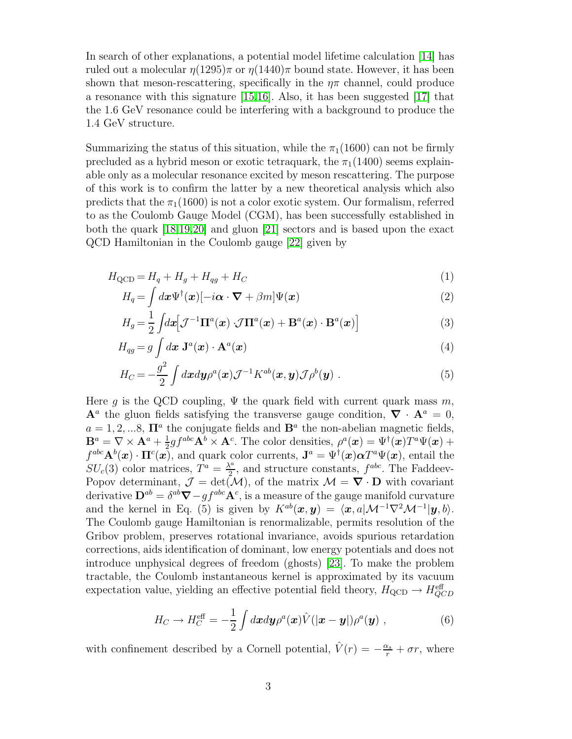In search of other explanations, a potential model lifetime calculation [14] has ruled out a molecular $\eta(1295)\pi$ or $\eta(1440)\pi$ bound state. However, it has been shown that meson-rescattering, specifically in the $\eta\pi$ channel, could produce a resonance with this signature [15,16]. Also, it has been suggested [17] that the 1.6 GeV resonance could be interfering with a background to produce the 1.4 GeV structure.

Summarizing the status of this situation, while the $\pi_1(1600)$ can not be firmly precluded as a hybrid meson or exotic tetraquark, the $\pi_1(1400)$ seems explainable only as a molecular resonance excited by meson rescattering. The purpose of this work is to confirm the latter by a new theoretical analysis which also predicts that the $\pi_1(1600)$ is not a color exotic system. Our formalism, referred to as the Coulomb Gauge Model (CGM), has been successfully established in both the quark [18,19,20] and gluon [21] sectors and is based upon the exact QCD Hamiltonian in the Coulomb gauge [22] given by

$$H_{\rm QCD} = H_q + H_g + H_{qg} + H_C \tag{1}$$

$$H_q = \int d\boldsymbol{x} \Psi^\dagger(\boldsymbol{x})[-i\boldsymbol{\alpha}\cdot\boldsymbol{\nabla} + \beta m]\Psi(\boldsymbol{x}) \tag{2}$$

$$H_g = \frac{1}{2}\int d\boldsymbol{x}\Big[\mathcal{J}^{-1}\boldsymbol{\Pi}^a(\boldsymbol{x})\cdot\mathcal{J}\boldsymbol{\Pi}^a(\boldsymbol{x}) + \mathbf{B}^a(\boldsymbol{x})\cdot\mathbf{B}^a(\boldsymbol{x})\Big] \tag{3}$$

$$H_{qg} = g\int d\boldsymbol{x}\; \mathbf{J}^a(\boldsymbol{x})\cdot\mathbf{A}^a(\boldsymbol{x}) \tag{4}$$

$$H_C = -\frac{g^2}{2}\int d\boldsymbol{x}d\boldsymbol{y}\rho^a(\boldsymbol{x})\mathcal{J}^{-1}K^{ab}(\boldsymbol{x},\boldsymbol{y})\mathcal{J}\rho^b(\boldsymbol{y})\ . \tag{5}$$

Here $g$ is the QCD coupling, $\Psi$ the quark field with current quark mass $m$, $\mathbf{A}^a$ the gluon fields satisfying the transverse gauge condition, $\boldsymbol{\nabla}\cdot\mathbf{A}^a = 0$, $a = 1, 2, ...8$, $\boldsymbol{\Pi}^a$ the conjugate fields and $\mathbf{B}^a$ the non-abelian magnetic fields, $\mathbf{B}^a = \nabla\times\mathbf{A}^a + \frac{1}{2}gf^{abc}\mathbf{A}^b\times\mathbf{A}^c$. The color densities, $\rho^a(\boldsymbol{x}) = \Psi^\dagger(\boldsymbol{x})T^a\Psi(\boldsymbol{x}) + f^{abc}\mathbf{A}^b(\boldsymbol{x})\cdot\boldsymbol{\Pi}^c(\boldsymbol{x})$, and quark color currents, $\mathbf{J}^a = \Psi^\dagger(\boldsymbol{x})\boldsymbol{\alpha}T^a\Psi(\boldsymbol{x})$, entail the $SU_c(3)$ color matrices, $T^a = \frac{\lambda^a}{2}$, and structure constants, $f^{abc}$. The Faddeev-Popov determinant, $\mathcal{J} = \det(\mathcal{M})$, of the matrix $\mathcal{M} = \boldsymbol{\nabla}\cdot\mathbf{D}$ with covariant derivative $\mathbf{D}^{ab} = \delta^{ab}\boldsymbol{\nabla} - gf^{abc}\mathbf{A}^c$, is a measure of the gauge manifold curvature and the kernel in Eq. (5) is given by $K^{ab}(\boldsymbol{x},\boldsymbol{y}) = \langle\boldsymbol{x}, a|\mathcal{M}^{-1}\nabla^2\mathcal{M}^{-1}|\boldsymbol{y}, b\rangle$. The Coulomb gauge Hamiltonian is renormalizable, permits resolution of the Gribov problem, preserves rotational invariance, avoids spurious retardation corrections, aids identification of dominant, low energy potentials and does not introduce unphysical degrees of freedom (ghosts) [23]. To make the problem tractable, the Coulomb instantaneous kernel is approximated by its vacuum expectation value, yielding an effective potential field theory, $H_{\rm QCD}\rightarrow H^{\rm eff}_{QCD}$

$$H_C \rightarrow H_C^{\rm eff} = -\frac{1}{2}\int d\boldsymbol{x}d\boldsymbol{y}\rho^a(\boldsymbol{x})\hat{V}(|\boldsymbol{x}-\boldsymbol{y}|)\rho^a(\boldsymbol{y})\ , \tag{6}$$

with confinement described by a Cornell potential, $\hat{V}(r) = -\frac{\alpha_s}{r} + \sigma r$, where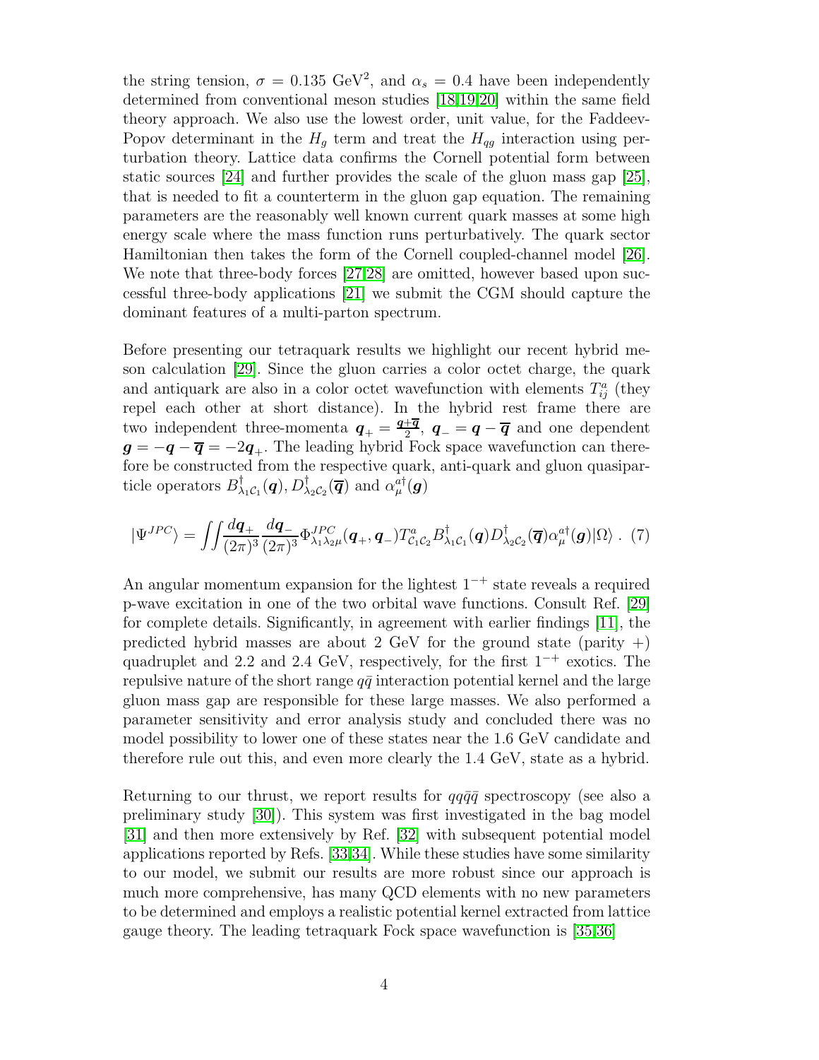the string tension, $\sigma = 0.135$ GeV$^2$, and $\alpha_s = 0.4$ have been independently determined from conventional meson studies [18,19,20] within the same field theory approach. We also use the lowest order, unit value, for the Faddeev-Popov determinant in the $H_g$ term and treat the $H_{qg}$ interaction using perturbation theory. Lattice data confirms the Cornell potential form between static sources [24] and further provides the scale of the gluon mass gap [25], that is needed to fit a counterterm in the gluon gap equation. The remaining parameters are the reasonably well known current quark masses at some high energy scale where the mass function runs perturbatively. The quark sector Hamiltonian then takes the form of the Cornell coupled-channel model [26]. We note that three-body forces [27,28] are omitted, however based upon successful three-body applications [21] we submit the CGM should capture the dominant features of a multi-parton spectrum.

Before presenting our tetraquark results we highlight our recent hybrid meson calculation [29]. Since the gluon carries a color octet charge, the quark and antiquark are also in a color octet wavefunction with elements $T^a_{ij}$ (they repel each other at short distance). In the hybrid rest frame there are two independent three-momenta $\boldsymbol{q}_+ = \frac{\boldsymbol{q}+\overline{\boldsymbol{q}}}{2}$, $\boldsymbol{q}_- = \boldsymbol{q} - \overline{\boldsymbol{q}}$ and one dependent $\boldsymbol{g} = -\boldsymbol{q} - \overline{\boldsymbol{q}} = -2\boldsymbol{q}_+$. The leading hybrid Fock space wavefunction can therefore be constructed from the respective quark, anti-quark and gluon quasiparticle operators $B^\dagger_{\lambda_1 \mathcal{C}_1}(\boldsymbol{q}), D^\dagger_{\lambda_2 \mathcal{C}_2}(\overline{\boldsymbol{q}})$ and $\alpha^{a\dagger}_\mu(\boldsymbol{g})$

$$|\Psi^{JPC}\rangle = \iint \frac{d\boldsymbol{q}_+}{(2\pi)^3}\frac{d\boldsymbol{q}_-}{(2\pi)^3}\Phi^{JPC}_{\lambda_1\lambda_2\mu}(\boldsymbol{q}_+, \boldsymbol{q}_-) T^a_{\mathcal{C}_1\mathcal{C}_2} B^\dagger_{\lambda_1\mathcal{C}_1}(\boldsymbol{q}) D^\dagger_{\lambda_2\mathcal{C}_2}(\overline{\boldsymbol{q}}) \alpha^{a\dagger}_\mu(\boldsymbol{g})|\Omega\rangle \ . \quad (7)$$

An angular momentum expansion for the lightest $1^{-+}$ state reveals a required p-wave excitation in one of the two orbital wave functions. Consult Ref. [29] for complete details. Significantly, in agreement with earlier findings [11], the predicted hybrid masses are about 2 GeV for the ground state (parity +) quadruplet and 2.2 and 2.4 GeV, respectively, for the first $1^{-+}$ exotics. The repulsive nature of the short range $q\bar{q}$ interaction potential kernel and the large gluon mass gap are responsible for these large masses. We also performed a parameter sensitivity and error analysis study and concluded there was no model possibility to lower one of these states near the 1.6 GeV candidate and therefore rule out this, and even more clearly the 1.4 GeV, state as a hybrid.

Returning to our thrust, we report results for $qq\bar{q}\bar{q}$ spectroscopy (see also a preliminary study [30]). This system was first investigated in the bag model [31] and then more extensively by Ref. [32] with subsequent potential model applications reported by Refs. [33,34]. While these studies have some similarity to our model, we submit our results are more robust since our approach is much more comprehensive, has many QCD elements with no new parameters to be determined and employs a realistic potential kernel extracted from lattice gauge theory. The leading tetraquark Fock space wavefunction is [35,36]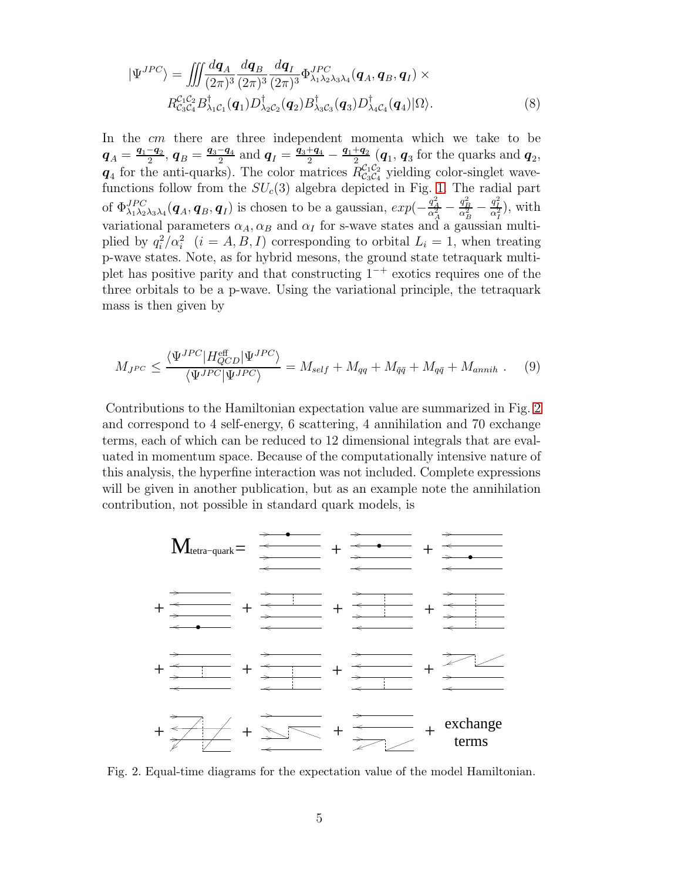$$
|\Psi^{JPC}\rangle = \iiint \frac{d\boldsymbol{q}_A}{(2\pi)^3}\frac{d\boldsymbol{q}_B}{(2\pi)^3}\frac{d\boldsymbol{q}_I}{(2\pi)^3}\Phi^{JPC}_{\lambda_1\lambda_2\lambda_3\lambda_4}(\boldsymbol{q}_A,\boldsymbol{q}_B,\boldsymbol{q}_I)\times
R^{\mathcal{C}_1\mathcal{C}_2}_{\mathcal{C}_3\mathcal{C}_4} B^{\dagger}_{\lambda_1\mathcal{C}_1}(\boldsymbol{q}_1) D^{\dagger}_{\lambda_2\mathcal{C}_2}(\boldsymbol{q}_2) B^{\dagger}_{\lambda_3\mathcal{C}_3}(\boldsymbol{q}_3) D^{\dagger}_{\lambda_4\mathcal{C}_4}(\boldsymbol{q}_4)|\Omega\rangle. \tag{8}
$$

In the *cm* there are three independent momenta which we take to be $\boldsymbol{q}_A = \frac{\boldsymbol{q}_1-\boldsymbol{q}_2}{2}$, $\boldsymbol{q}_B = \frac{\boldsymbol{q}_3-\boldsymbol{q}_4}{2}$ and $\boldsymbol{q}_I = \frac{\boldsymbol{q}_3+\boldsymbol{q}_4}{2} - \frac{\boldsymbol{q}_1+\boldsymbol{q}_2}{2}$ ($\boldsymbol{q}_1$, $\boldsymbol{q}_3$ for the quarks and $\boldsymbol{q}_2$, $\boldsymbol{q}_4$ for the anti-quarks). The color matrices $R^{\mathcal{C}_1\mathcal{C}_2}_{\mathcal{C}_3\mathcal{C}_4}$ yielding color-singlet wavefunctions follow from the $SU_c(3)$ algebra depicted in Fig. 1. The radial part of $\Phi^{JPC}_{\lambda_1\lambda_2\lambda_3\lambda_4}(\boldsymbol{q}_A,\boldsymbol{q}_B,\boldsymbol{q}_I)$ is chosen to be a gaussian, $exp(-\frac{q_A^2}{\alpha_A^2} - \frac{q_B^2}{\alpha_B^2} - \frac{q_I^2}{\alpha_I^2})$, with variational parameters $\alpha_A, \alpha_B$ and $\alpha_I$ for s-wave states and a gaussian multiplied by $q_i^2/\alpha_i^2$ $(i = A, B, I)$ corresponding to orbital $L_i = 1$, when treating p-wave states. Note, as for hybrid mesons, the ground state tetraquark multiplet has positive parity and that constructing $1^{-+}$ exotics requires one of the three orbitals to be a p-wave. Using the variational principle, the tetraquark mass is then given by

$$
M_{JPC} \leq \frac{\langle \Psi^{JPC}|H^{\text{eff}}_{QCD}|\Psi^{JPC}\rangle}{\langle \Psi^{JPC}|\Psi^{JPC}\rangle} = M_{self} + M_{qq} + M_{\bar{q}\bar{q}} + M_{q\bar{q}} + M_{annih} \, . \tag{9}
$$

Contributions to the Hamiltonian expectation value are summarized in Fig. 2 and correspond to 4 self-energy, 6 scattering, 4 annihilation and 70 exchange terms, each of which can be reduced to 12 dimensional integrals that are evaluated in momentum space. Because of the computationally intensive nature of this analysis, the hyperfine interaction was not included. Complete expressions will be given in another publication, but as an example note the annihilation contribution, not possible in standard quark models, is

Fig. 2. Equal-time diagrams for the expectation value of the model Hamiltonian.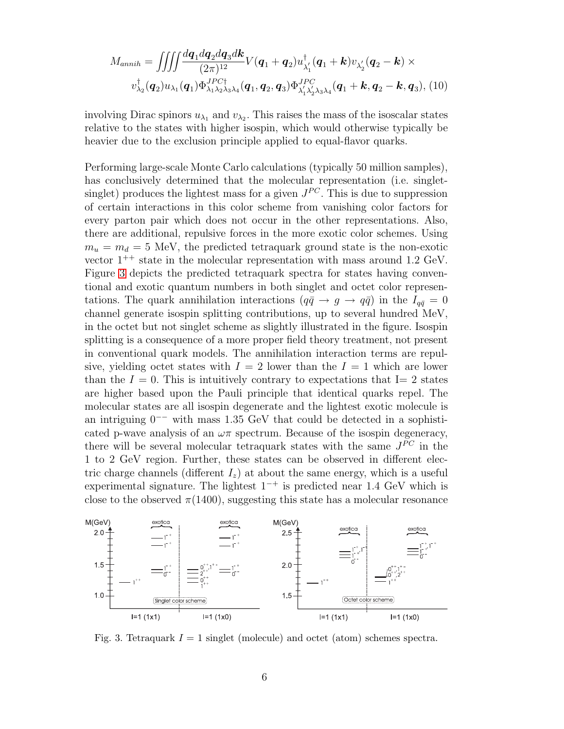$$M_{annih} = \iiiint \frac{d\boldsymbol{q}_1 d\boldsymbol{q}_2 d\boldsymbol{q}_3 d\boldsymbol{k}}{(2\pi)^{12}} V(\boldsymbol{q}_1 + \boldsymbol{q}_2) u^{\dagger}_{\lambda'_1}(\boldsymbol{q}_1 + \boldsymbol{k}) v_{\lambda'_2}(\boldsymbol{q}_2 - \boldsymbol{k}) \times$$
$$v^{\dagger}_{\lambda_2}(\boldsymbol{q}_2) u_{\lambda_1}(\boldsymbol{q}_1) \Phi^{JPC\dagger}_{\lambda_1\lambda_2\lambda_3\lambda_4}(\boldsymbol{q}_1, \boldsymbol{q}_2, \boldsymbol{q}_3) \Phi^{JPC}_{\lambda'_1\lambda'_2\lambda_3\lambda_4}(\boldsymbol{q}_1 + \boldsymbol{k}, \boldsymbol{q}_2 - \boldsymbol{k}, \boldsymbol{q}_3), \quad (10)$$

involving Dirac spinors $u_{\lambda_1}$ and $v_{\lambda_2}$. This raises the mass of the isoscalar states relative to the states with higher isospin, which would otherwise typically be heavier due to the exclusion principle applied to equal-flavor quarks.

Performing large-scale Monte Carlo calculations (typically 50 million samples), has conclusively determined that the molecular representation (i.e. singlet-singlet) produces the lightest mass for a given $J^{PC}$. This is due to suppression of certain interactions in this color scheme from vanishing color factors for every parton pair which does not occur in the other representations. Also, there are additional, repulsive forces in the more exotic color schemes. Using $m_u = m_d = 5$ MeV, the predicted tetraquark ground state is the non-exotic vector $1^{++}$ state in the molecular representation with mass around 1.2 GeV. Figure 3 depicts the predicted tetraquark spectra for states having conventional and exotic quantum numbers in both singlet and octet color representations. The quark annihilation interactions ($q\bar{q} \rightarrow g \rightarrow q\bar{q}$) in the $I_{q\bar{q}} = 0$ channel generate isospin splitting contributions, up to several hundred MeV, in the octet but not singlet scheme as slightly illustrated in the figure. Isospin splitting is a consequence of a more proper field theory treatment, not present in conventional quark models. The annihilation interaction terms are repulsive, yielding octet states with $I = 2$ lower than the $I = 1$ which are lower than the $I = 0$. This is intuitively contrary to expectations that I= 2 states are higher based upon the Pauli principle that identical quarks repel. The molecular states are all isospin degenerate and the lightest exotic molecule is an intriguing $0^{--}$ with mass 1.35 GeV that could be detected in a sophisticated p-wave analysis of an $\omega\pi$ spectrum. Because of the isospin degeneracy, there will be several molecular tetraquark states with the same $J^{PC}$ in the 1 to 2 GeV region. Further, these states can be observed in different electric charge channels (different $I_z$) at about the same energy, which is a useful experimental signature. The lightest $1^{-+}$ is predicted near 1.4 GeV which is close to the observed $\pi(1400)$, suggesting this state has a molecular resonance

Fig. 3. Tetraquark $I = 1$ singlet (molecule) and octet (atom) schemes spectra.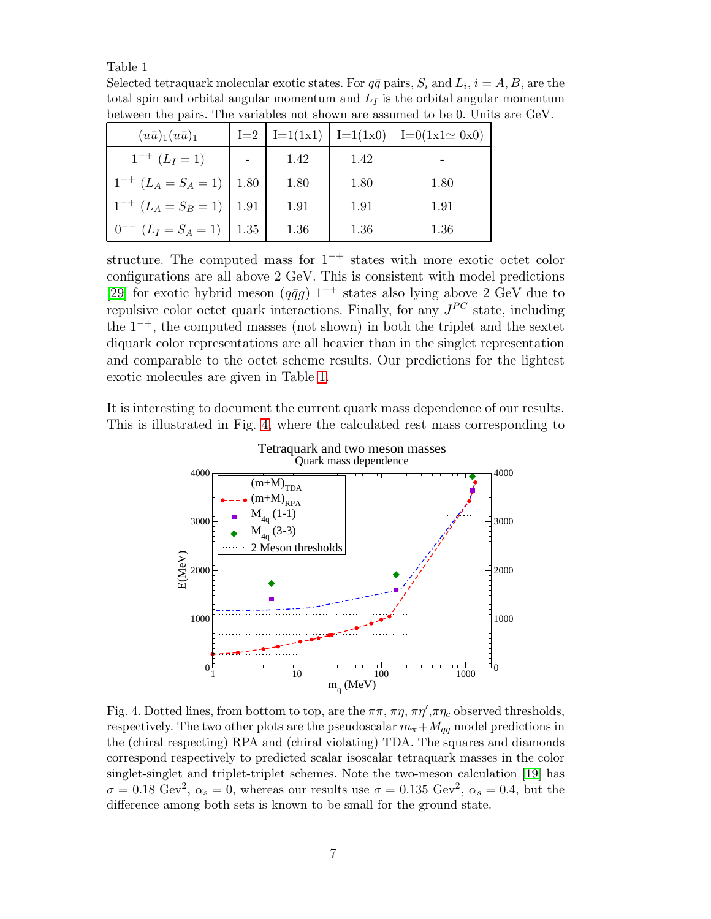Table 1

Selected tetraquark molecular exotic states. For $q\bar{q}$ pairs, $S_i$ and $L_i$, $i = A, B$, are the total spin and orbital angular momentum and $L_I$ is the orbital angular momentum between the pairs. The variables not shown are assumed to be 0. Units are GeV.

| $(u\bar{u})_1(u\bar{u})_1$ | I=2 | I=1(1x1) | I=1(1x0) | I=0(1x1$\simeq$ 0x0) |
|---|---|---|---|---|
| $1^{-+}$ $(L_I = 1)$ | - | 1.42 | 1.42 | - |
| $1^{-+}$ $(L_A = S_A = 1)$ | 1.80 | 1.80 | 1.80 | 1.80 |
| $1^{-+}$ $(L_A = S_B = 1)$ | 1.91 | 1.91 | 1.91 | 1.91 |
| $0^{--}$ $(L_I = S_A = 1)$ | 1.35 | 1.36 | 1.36 | 1.36 |

structure. The computed mass for $1^{-+}$ states with more exotic octet color configurations are all above 2 GeV. This is consistent with model predictions [29] for exotic hybrid meson $(q\bar{q}g)$ $1^{-+}$ states also lying above 2 GeV due to repulsive color octet quark interactions. Finally, for any $J^{PC}$ state, including the $1^{-+}$, the computed masses (not shown) in both the triplet and the sextet diquark color representations are all heavier than in the singlet representation and comparable to the octet scheme results. Our predictions for the lightest exotic molecules are given in Table 1.

It is interesting to document the current quark mass dependence of our results. This is illustrated in Fig. 4, where the calculated rest mass corresponding to

Fig. 4. Dotted lines, from bottom to top, are the $\pi\pi$, $\pi\eta$, $\pi\eta'$,$\pi\eta_c$ observed thresholds, respectively. The two other plots are the pseudoscalar $m_\pi + M_{q\bar{q}}$ model predictions in the (chiral respecting) RPA and (chiral violating) TDA. The squares and diamonds correspond respectively to predicted scalar isoscalar tetraquark masses in the color singlet-singlet and triplet-triplet schemes. Note the two-meson calculation [19] has $\sigma = 0.18$ Gev$^2$, $\alpha_s = 0$, whereas our results use $\sigma = 0.135$ Gev$^2$, $\alpha_s = 0.4$, but the difference among both sets is known to be small for the ground state.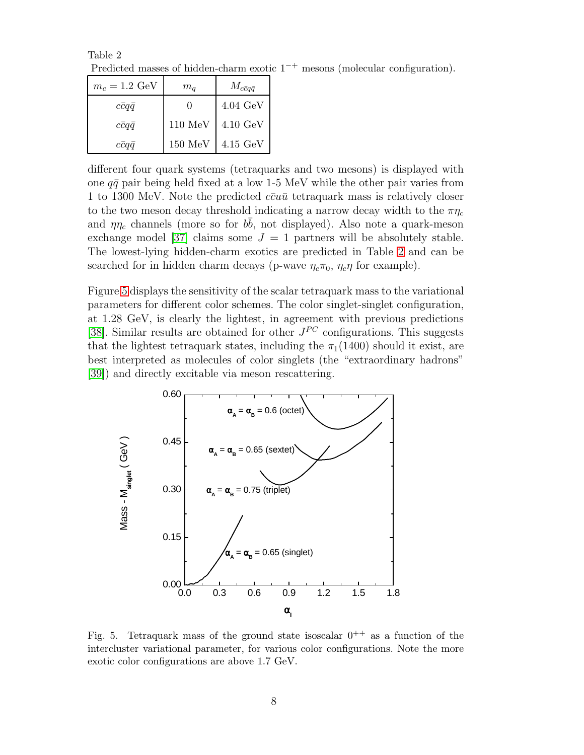Table 2
Predicted masses of hidden-charm exotic $1^{-+}$ mesons (molecular configuration).

| $m_c = 1.2$ GeV | $m_q$ | $M_{c\bar{c}q\bar{q}}$ |
|---|---|---|
| $c\bar{c}q\bar{q}$ | 0 | 4.04 GeV |
| $c\bar{c}q\bar{q}$ | 110 MeV | 4.10 GeV |
| $c\bar{c}q\bar{q}$ | 150 MeV | 4.15 GeV |

different four quark systems (tetraquarks and two mesons) is displayed with one $q\bar{q}$ pair being held fixed at a low 1-5 MeV while the other pair varies from 1 to 1300 MeV. Note the predicted $c\bar{c}u\bar{u}$ tetraquark mass is relatively closer to the two meson decay threshold indicating a narrow decay width to the $\pi\eta_c$ and $\eta\eta_c$ channels (more so for $b\bar{b}$, not displayed). Also note a quark-meson exchange model [37] claims some $J = 1$ partners will be absolutely stable. The lowest-lying hidden-charm exotics are predicted in Table 2 and can be searched for in hidden charm decays (p-wave $\eta_c\pi_0$, $\eta_c\eta$ for example).

Figure 5 displays the sensitivity of the scalar tetraquark mass to the variational parameters for different color schemes. The color singlet-singlet configuration, at 1.28 GeV, is clearly the lightest, in agreement with previous predictions [38]. Similar results are obtained for other $J^{PC}$ configurations. This suggests that the lightest tetraquark states, including the $\pi_1(1400)$ should it exist, are best interpreted as molecules of color singlets (the "extraordinary hadrons" [39]) and directly excitable via meson rescattering.

Fig. 5. Tetraquark mass of the ground state isoscalar $0^{++}$ as a function of the intercluster variational parameter, for various color configurations. Note the more exotic color configurations are above 1.7 GeV.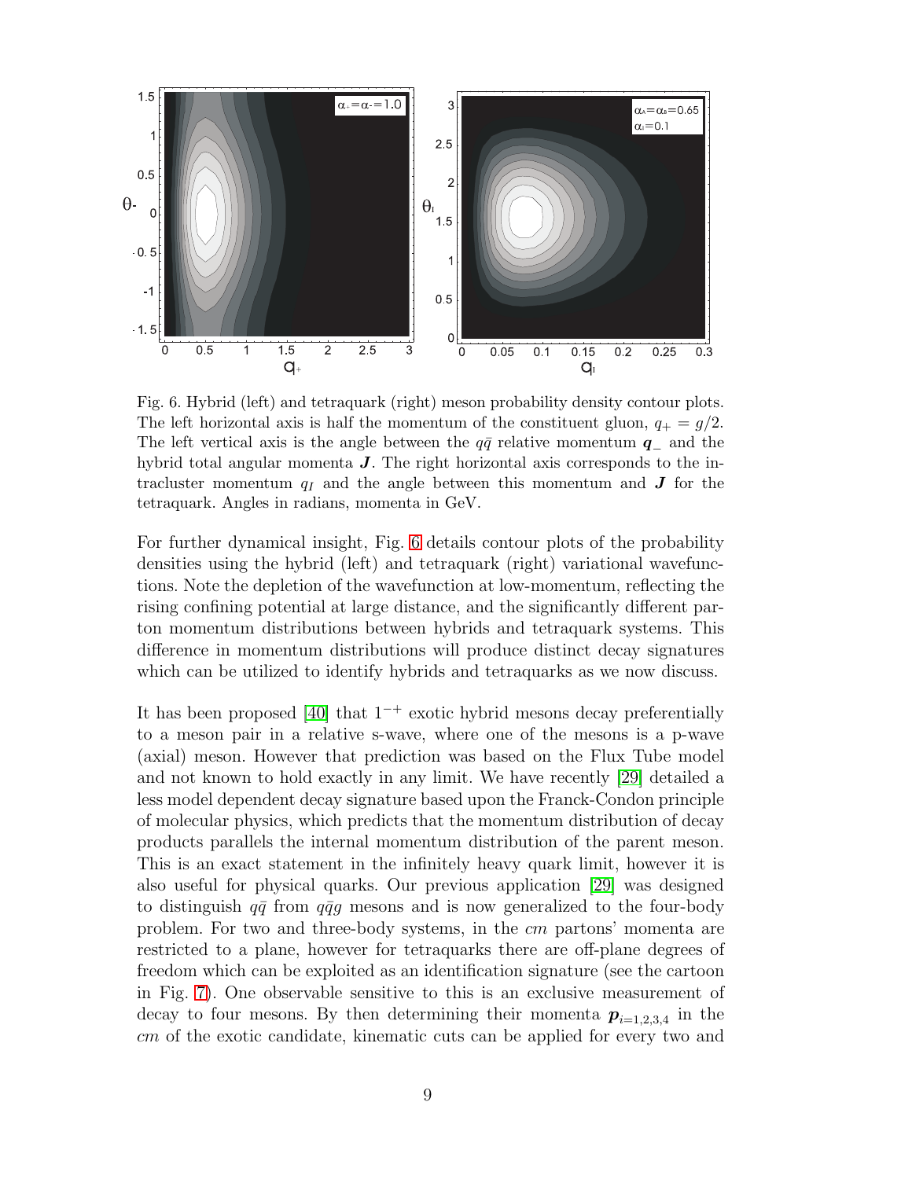Fig. 6. Hybrid (left) and tetraquark (right) meson probability density contour plots. The left horizontal axis is half the momentum of the constituent gluon, $q_+ = g/2$. The left vertical axis is the angle between the $q\bar{q}$ relative momentum $\boldsymbol{q}_-$ and the hybrid total angular momenta $\boldsymbol{J}$. The right horizontal axis corresponds to the intracluster momentum $q_I$ and the angle between this momentum and $\boldsymbol{J}$ for the tetraquark. Angles in radians, momenta in GeV.

For further dynamical insight, Fig. 6 details contour plots of the probability densities using the hybrid (left) and tetraquark (right) variational wavefunctions. Note the depletion of the wavefunction at low-momentum, reflecting the rising confining potential at large distance, and the significantly different parton momentum distributions between hybrids and tetraquark systems. This difference in momentum distributions will produce distinct decay signatures which can be utilized to identify hybrids and tetraquarks as we now discuss.

It has been proposed [40] that $1^{-+}$ exotic hybrid mesons decay preferentially to a meson pair in a relative s-wave, where one of the mesons is a p-wave (axial) meson. However that prediction was based on the Flux Tube model and not known to hold exactly in any limit. We have recently [29] detailed a less model dependent decay signature based upon the Franck-Condon principle of molecular physics, which predicts that the momentum distribution of decay products parallels the internal momentum distribution of the parent meson. This is an exact statement in the infinitely heavy quark limit, however it is also useful for physical quarks. Our previous application [29] was designed to distinguish $q\bar{q}$ from $q\bar{q}g$ mesons and is now generalized to the four-body problem. For two and three-body systems, in the *cm* partons' momenta are restricted to a plane, however for tetraquarks there are off-plane degrees of freedom which can be exploited as an identification signature (see the cartoon in Fig. 7). One observable sensitive to this is an exclusive measurement of decay to four mesons. By then determining their momenta $\boldsymbol{p}_{i=1,2,3,4}$ in the *cm* of the exotic candidate, kinematic cuts can be applied for every two and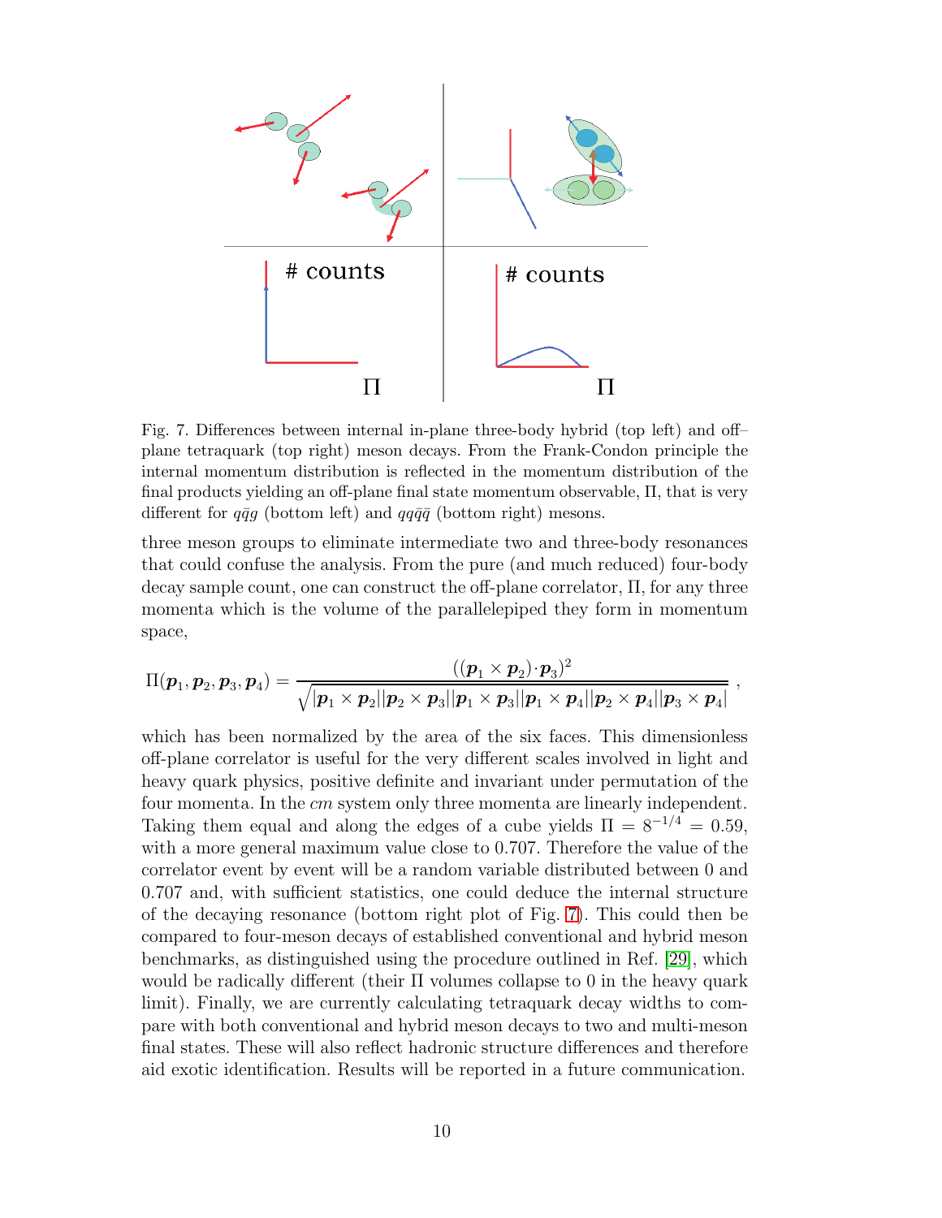Fig. 7. Differences between internal in-plane three-body hybrid (top left) and off–plane tetraquark (top right) meson decays. From the Frank-Condon principle the internal momentum distribution is reflected in the momentum distribution of the final products yielding an off-plane final state momentum observable, $\Pi$, that is very different for $q\bar{q}g$ (bottom left) and $qq\bar{q}\bar{q}$ (bottom right) mesons.

three meson groups to eliminate intermediate two and three-body resonances that could confuse the analysis. From the pure (and much reduced) four-body decay sample count, one can construct the off-plane correlator, $\Pi$, for any three momenta which is the volume of the parallelepiped they form in momentum space,

$$\Pi(\boldsymbol{p}_1, \boldsymbol{p}_2, \boldsymbol{p}_3, \boldsymbol{p}_4) = \frac{((\boldsymbol{p}_1 \times \boldsymbol{p}_2) \cdot \boldsymbol{p}_3)^2}{\sqrt{|\boldsymbol{p}_1 \times \boldsymbol{p}_2||\boldsymbol{p}_2 \times \boldsymbol{p}_3||\boldsymbol{p}_1 \times \boldsymbol{p}_3||\boldsymbol{p}_1 \times \boldsymbol{p}_4||\boldsymbol{p}_2 \times \boldsymbol{p}_4||\boldsymbol{p}_3 \times \boldsymbol{p}_4|}} ,$$

which has been normalized by the area of the six faces. This dimensionless off-plane correlator is useful for the very different scales involved in light and heavy quark physics, positive definite and invariant under permutation of the four momenta. In the *cm* system only three momenta are linearly independent. Taking them equal and along the edges of a cube yields $\Pi = 8^{-1/4} = 0.59$, with a more general maximum value close to 0.707. Therefore the value of the correlator event by event will be a random variable distributed between 0 and 0.707 and, with sufficient statistics, one could deduce the internal structure of the decaying resonance (bottom right plot of Fig. 7). This could then be compared to four-meson decays of established conventional and hybrid meson benchmarks, as distinguished using the procedure outlined in Ref. [29], which would be radically different (their $\Pi$ volumes collapse to 0 in the heavy quark limit). Finally, we are currently calculating tetraquark decay widths to compare with both conventional and hybrid meson decays to two and multi-meson final states. These will also reflect hadronic structure differences and therefore aid exotic identification. Results will be reported in a future communication.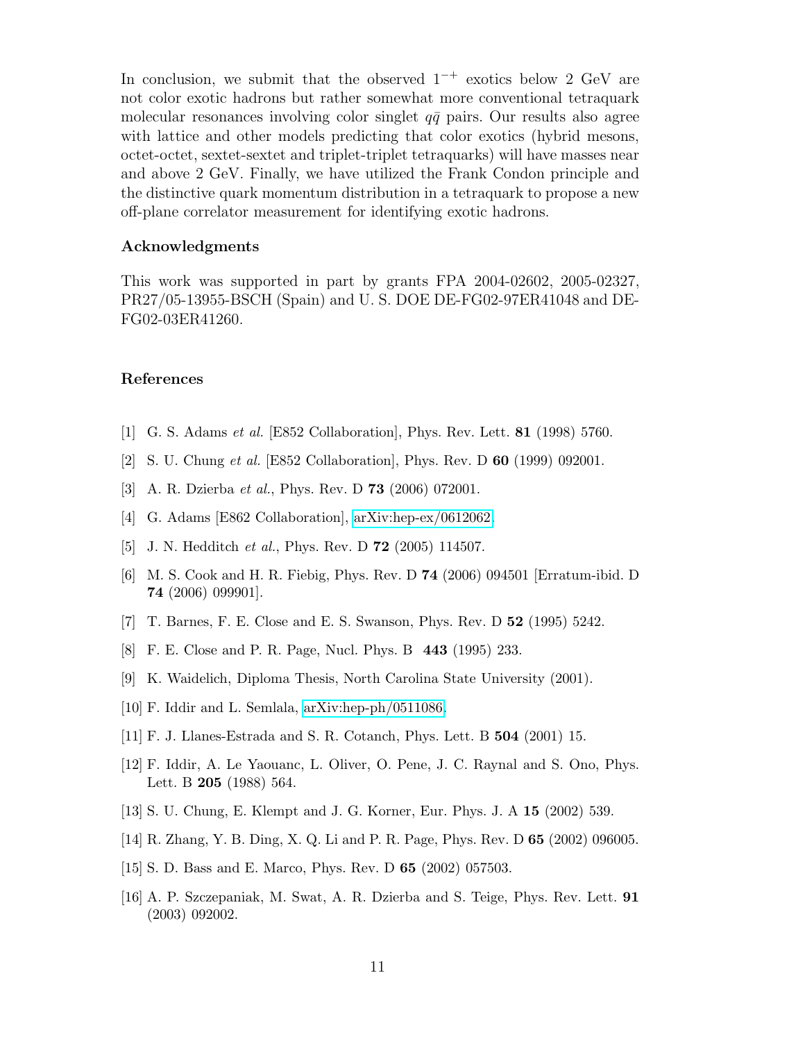In conclusion, we submit that the observed $1^{-+}$ exotics below 2 GeV are not color exotic hadrons but rather somewhat more conventional tetraquark molecular resonances involving color singlet $q\bar{q}$ pairs. Our results also agree with lattice and other models predicting that color exotics (hybrid mesons, octet-octet, sextet-sextet and triplet-triplet tetraquarks) will have masses near and above 2 GeV. Finally, we have utilized the Frank Condon principle and the distinctive quark momentum distribution in a tetraquark to propose a new off-plane correlator measurement for identifying exotic hadrons.

### Acknowledgments

This work was supported in part by grants FPA 2004-02602, 2005-02327, PR27/05-13955-BSCH (Spain) and U. S. DOE DE-FG02-97ER41048 and DE-FG02-03ER41260.

### References

[1] G. S. Adams *et al.* [E852 Collaboration], Phys. Rev. Lett. **81** (1998) 5760.

[2] S. U. Chung *et al.* [E852 Collaboration], Phys. Rev. D **60** (1999) 092001.

[3] A. R. Dzierba *et al.*, Phys. Rev. D **73** (2006) 072001.

[4] G. Adams [E862 Collaboration], arXiv:hep-ex/0612062.

[5] J. N. Hedditch *et al.*, Phys. Rev. D **72** (2005) 114507.

[6] M. S. Cook and H. R. Fiebig, Phys. Rev. D **74** (2006) 094501 [Erratum-ibid. D **74** (2006) 099901].

[7] T. Barnes, F. E. Close and E. S. Swanson, Phys. Rev. D **52** (1995) 5242.

[8] F. E. Close and P. R. Page, Nucl. Phys. B **443** (1995) 233.

[9] K. Waidelich, Diploma Thesis, North Carolina State University (2001).

[10] F. Iddir and L. Semlala, arXiv:hep-ph/0511086.

[11] F. J. Llanes-Estrada and S. R. Cotanch, Phys. Lett. B **504** (2001) 15.

[12] F. Iddir, A. Le Yaouanc, L. Oliver, O. Pene, J. C. Raynal and S. Ono, Phys. Lett. B **205** (1988) 564.

[13] S. U. Chung, E. Klempt and J. G. Korner, Eur. Phys. J. A **15** (2002) 539.

[14] R. Zhang, Y. B. Ding, X. Q. Li and P. R. Page, Phys. Rev. D **65** (2002) 096005.

[15] S. D. Bass and E. Marco, Phys. Rev. D **65** (2002) 057503.

[16] A. P. Szczepaniak, M. Swat, A. R. Dzierba and S. Teige, Phys. Rev. Lett. **91** (2003) 092002.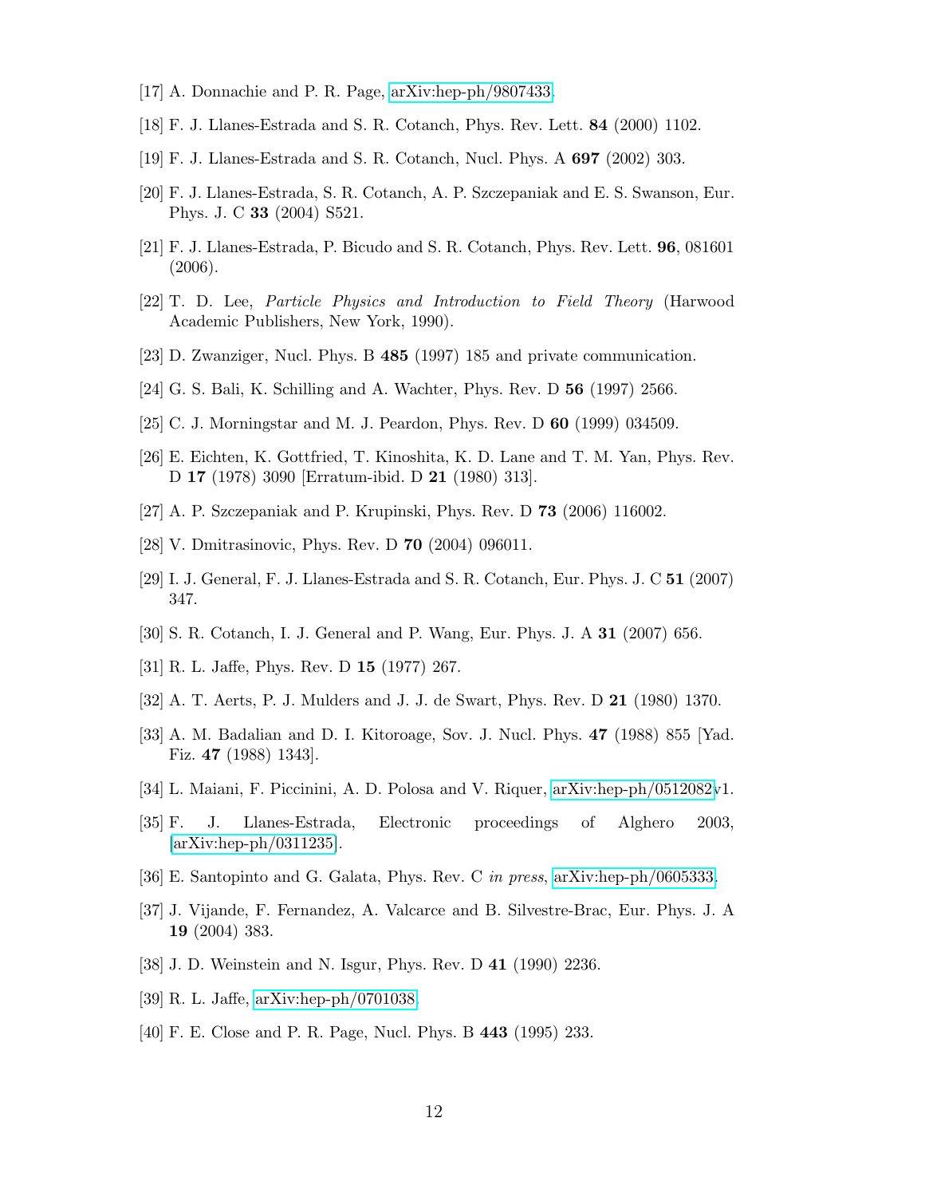[17] A. Donnachie and P. R. Page, arXiv:hep-ph/9807433.

[18] F. J. Llanes-Estrada and S. R. Cotanch, Phys. Rev. Lett. **84** (2000) 1102.

[19] F. J. Llanes-Estrada and S. R. Cotanch, Nucl. Phys. A **697** (2002) 303.

[20] F. J. Llanes-Estrada, S. R. Cotanch, A. P. Szczepaniak and E. S. Swanson, Eur. Phys. J. C **33** (2004) S521.

[21] F. J. Llanes-Estrada, P. Bicudo and S. R. Cotanch, Phys. Rev. Lett. **96**, 081601 (2006).

[22] T. D. Lee, *Particle Physics and Introduction to Field Theory* (Harwood Academic Publishers, New York, 1990).

[23] D. Zwanziger, Nucl. Phys. B **485** (1997) 185 and private communication.

[24] G. S. Bali, K. Schilling and A. Wachter, Phys. Rev. D **56** (1997) 2566.

[25] C. J. Morningstar and M. J. Peardon, Phys. Rev. D **60** (1999) 034509.

[26] E. Eichten, K. Gottfried, T. Kinoshita, K. D. Lane and T. M. Yan, Phys. Rev. D **17** (1978) 3090 [Erratum-ibid. D **21** (1980) 313].

[27] A. P. Szczepaniak and P. Krupinski, Phys. Rev. D **73** (2006) 116002.

[28] V. Dmitrasinovic, Phys. Rev. D **70** (2004) 096011.

[29] I. J. General, F. J. Llanes-Estrada and S. R. Cotanch, Eur. Phys. J. C **51** (2007) 347.

[30] S. R. Cotanch, I. J. General and P. Wang, Eur. Phys. J. A **31** (2007) 656.

[31] R. L. Jaffe, Phys. Rev. D **15** (1977) 267.

[32] A. T. Aerts, P. J. Mulders and J. J. de Swart, Phys. Rev. D **21** (1980) 1370.

[33] A. M. Badalian and D. I. Kitoroage, Sov. J. Nucl. Phys. **47** (1988) 855 [Yad. Fiz. **47** (1988) 1343].

[34] L. Maiani, F. Piccinini, A. D. Polosa and V. Riquer, arXiv:hep-ph/0512082v1.

[35] F. J. Llanes-Estrada, Electronic proceedings of Alghero 2003, [arXiv:hep-ph/0311235].

[36] E. Santopinto and G. Galata, Phys. Rev. C *in press*, arXiv:hep-ph/0605333.

[37] J. Vijande, F. Fernandez, A. Valcarce and B. Silvestre-Brac, Eur. Phys. J. A **19** (2004) 383.

[38] J. D. Weinstein and N. Isgur, Phys. Rev. D **41** (1990) 2236.

[39] R. L. Jaffe, arXiv:hep-ph/0701038.

[40] F. E. Close and P. R. Page, Nucl. Phys. B **443** (1995) 233.